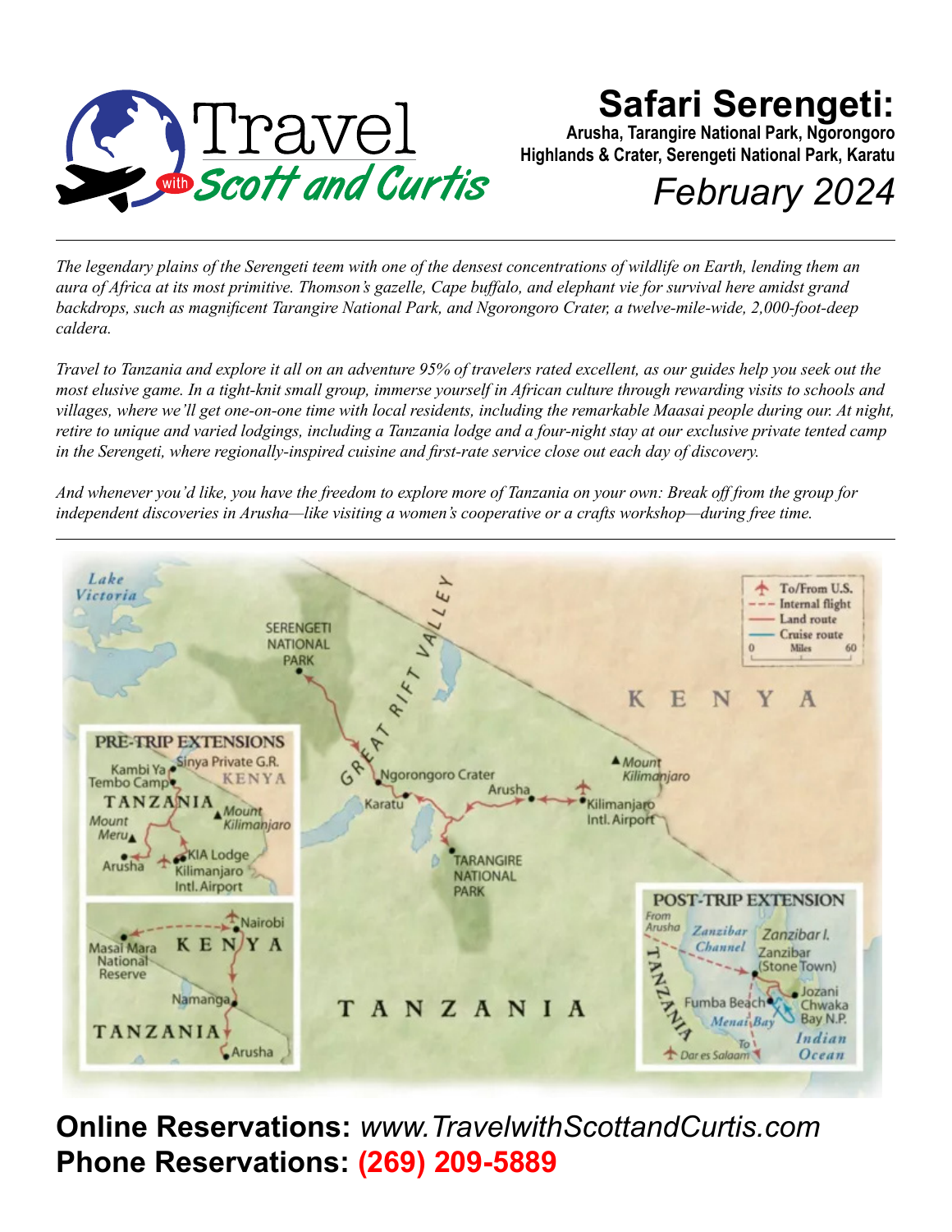Travel with Scott and Curtis

# Safari Serengeti:

**Arusha, Tarangire National Park, Ngorongoro Highlands & Crater, Serengeti National Park, Karatu**

*February 2024*

---

*The legendary plains of the Serengeti teem with one of the densest concentrations of wildlife on Earth, lending them an aura of Africa at its most primitive. Thomson's gazelle, Cape buffalo, and elephant vie for survival here amidst grand backdrops, such as magnificent Tarangire National Park, and Ngorongoro Crater, a twelve-mile-wide, 2,000-foot-deep caldera.*

*Travel to Tanzania and explore it all on an adventure 95% of travelers rated excellent, as our guides help you seek out the most elusive game. In a tight-knit small group, immerse yourself in African culture through rewarding visits to schools and villages, where we'll get one-on-one time with local residents, including the remarkable Maasai people during our. At night, retire to unique and varied lodgings, including a Tanzania lodge and a four-night stay at our exclusive private tented camp in the Serengeti, where regionally-inspired cuisine and first-rate service close out each day of discovery.*

*And whenever you'd like, you have the freedom to explore more of Tanzania on your own: Break off from the group for independent discoveries in Arusha—like visiting a women's cooperative or a crafts workshop—during free time.*

---

**Online Reservations:** *www.TravelwithScottandCurtis.com*
**Phone Reservations:** **(269) 209-5889**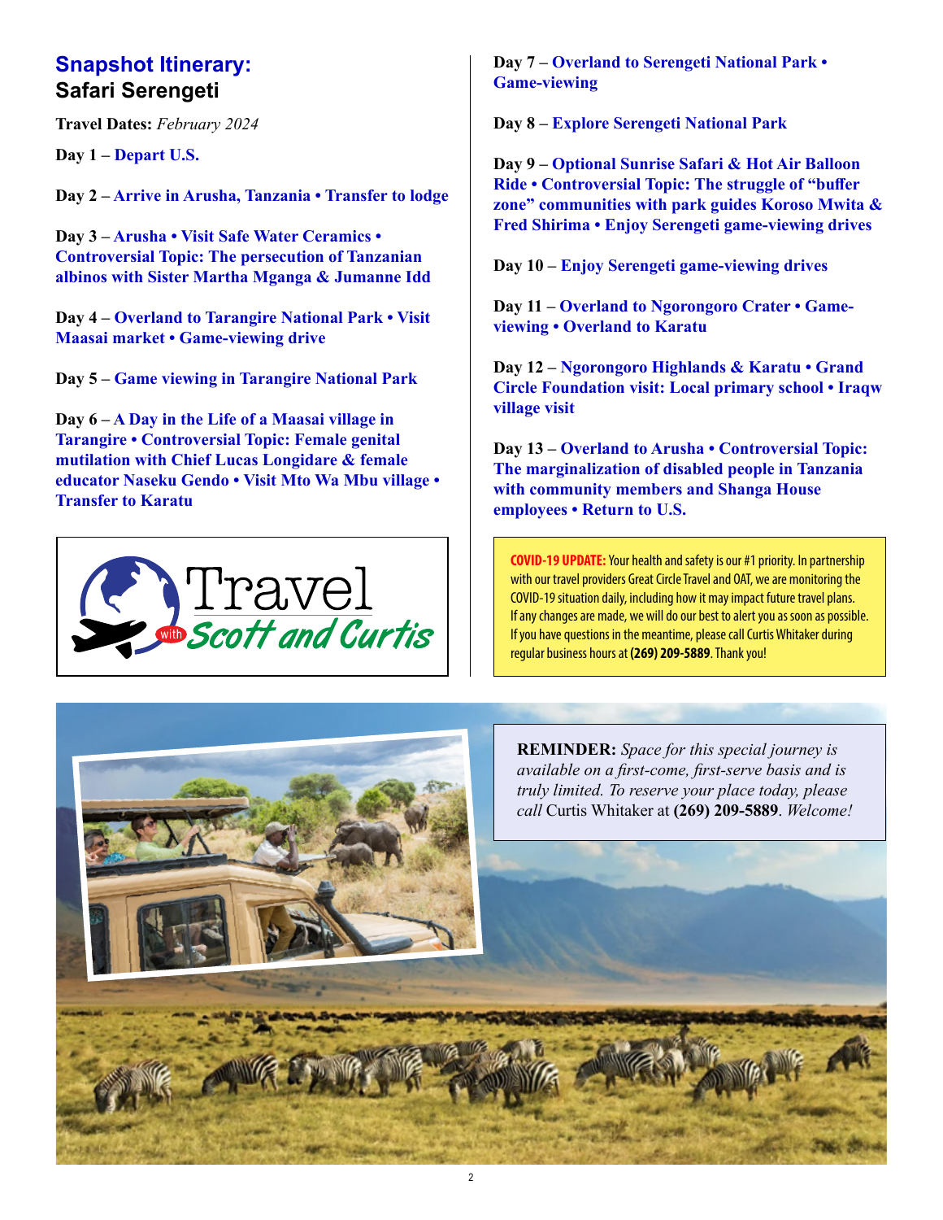## Snapshot Itinerary:
## Safari Serengeti

**Travel Dates:** *February 2024*

**Day 1** – **Depart U.S.**

**Day 2** – **Arrive in Arusha, Tanzania • Transfer to lodge**

**Day 3** – **Arusha • Visit Safe Water Ceramics • Controversial Topic: The persecution of Tanzanian albinos with Sister Martha Mganga & Jumanne Idd**

**Day 4** – **Overland to Tarangire National Park • Visit Maasai market • Game-viewing drive**

**Day 5** – **Game viewing in Tarangire National Park**

**Day 6** – **A Day in the Life of a Maasai village in Tarangire • Controversial Topic: Female genital mutilation with Chief Lucas Longidare & female educator Naseku Gendo • Visit Mto Wa Mbu village • Transfer to Karatu**

Travel with Scott and Curtis

**Day 7** – **Overland to Serengeti National Park • Game-viewing**

**Day 8** – **Explore Serengeti National Park**

**Day 9** – **Optional Sunrise Safari & Hot Air Balloon Ride • Controversial Topic: The struggle of "buffer zone" communities with park guides Koroso Mwita & Fred Shirima • Enjoy Serengeti game-viewing drives**

**Day 10** – **Enjoy Serengeti game-viewing drives**

**Day 11** – **Overland to Ngorongoro Crater • Game-viewing • Overland to Karatu**

**Day 12** – **Ngorongoro Highlands & Karatu • Grand Circle Foundation visit: Local primary school • Iraqw village visit**

**Day 13** – **Overland to Arusha • Controversial Topic: The marginalization of disabled people in Tanzania with community members and Shanga House employees • Return to U.S.**

**COVID-19 UPDATE:** Your health and safety is our #1 priority. In partnership with our travel providers Great Circle Travel and OAT, we are monitoring the COVID-19 situation daily, including how it may impact future travel plans. If any changes are made, we will do our best to alert you as soon as possible. If you have questions in the meantime, please call Curtis Whitaker during regular business hours at **(269) 209-5889**. Thank you!

**REMINDER:** *Space for this special journey is available on a first-come, first-serve basis and is truly limited. To reserve your place today, please call* Curtis Whitaker at **(269) 209-5889**. *Welcome!*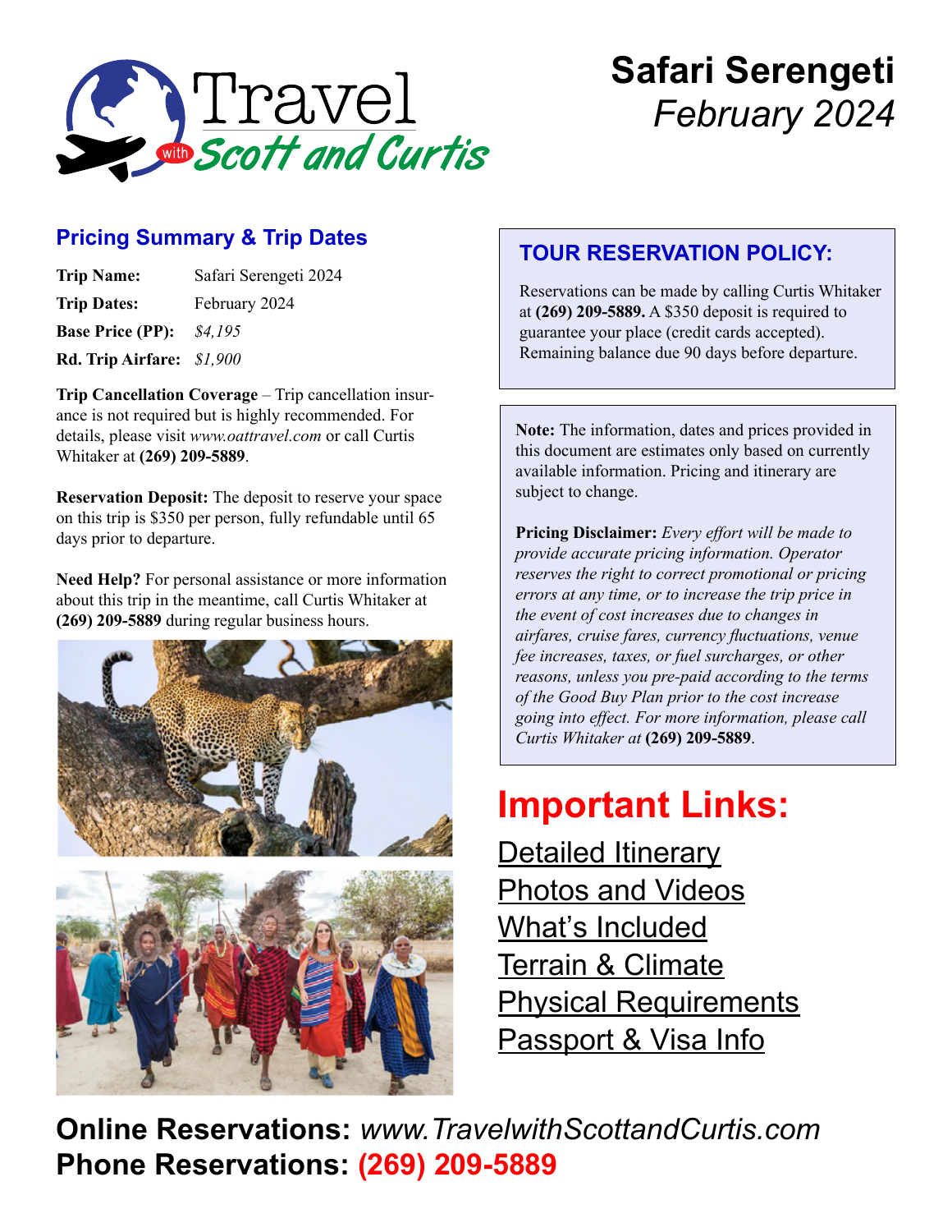# Safari Serengeti

*February 2024*

Travel with Scott and Curtis

## Pricing Summary & Trip Dates

| | |
|---|---|
| **Trip Name:** | Safari Serengeti 2024 |
| **Trip Dates:** | February 2024 |
| **Base Price (PP):** | *$4,195* |
| **Rd. Trip Airfare:** | *$1,900* |

**Trip Cancellation Coverage** – Trip cancellation insurance is not required but is highly recommended. For details, please visit *www.oattravel.com* or call Curtis Whitaker at **(269) 209-5889**.

**Reservation Deposit:** The deposit to reserve your space on this trip is $350 per person, fully refundable until 65 days prior to departure.

**Need Help?** For personal assistance or more information about this trip in the meantime, call Curtis Whitaker at **(269) 209-5889** during regular business hours.

## TOUR RESERVATION POLICY:

Reservations can be made by calling Curtis Whitaker at **(269) 209-5889.** A $350 deposit is required to guarantee your place (credit cards accepted). Remaining balance due 90 days before departure.

**Note:** The information, dates and prices provided in this document are estimates only based on currently available information. Pricing and itinerary are subject to change.

**Pricing Disclaimer:** *Every effort will be made to provide accurate pricing information. Operator reserves the right to correct promotional or pricing errors at any time, or to increase the trip price in the event of cost increases due to changes in airfares, cruise fares, currency fluctuations, venue fee increases, taxes, or fuel surcharges, or other reasons, unless you pre-paid according to the terms of the Good Buy Plan prior to the cost increase going into effect. For more information, please call Curtis Whitaker at* **(269) 209-5889**.

## Important Links:

Detailed Itinerary
Photos and Videos
What's Included
Terrain & Climate
Physical Requirements
Passport & Visa Info

**Online Reservations:** *www.TravelwithScottandCurtis.com*
**Phone Reservations: (269) 209-5889**